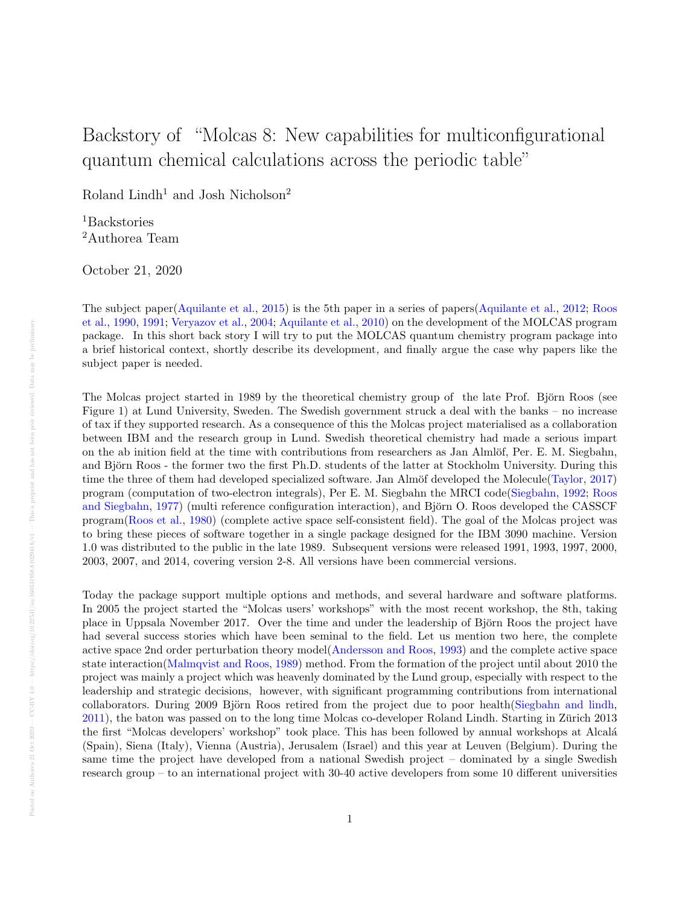# Backstory of "Molcas 8: New capabilities for multiconfigurational quantum chemical calculations across the periodic table"

Roland Lindh[1] and Josh Nicholson[2]

[1]Backstories
[2]Authorea Team

October 21, 2020

The subject paper(Aquilante et al., 2015) is the 5th paper in a series of papers(Aquilante et al., 2012; Roos et al., 1990, 1991; Veryazov et al., 2004; Aquilante et al., 2010) on the development of the MOLCAS program package. In this short back story I will try to put the MOLCAS quantum chemistry program package into a brief historical context, shortly describe its development, and finally argue the case why papers like the subject paper is needed.

The Molcas project started in 1989 by the theoretical chemistry group of the late Prof. Björn Roos (see Figure 1) at Lund University, Sweden. The Swedish government struck a deal with the banks – no increase of tax if they supported research. As a consequence of this the Molcas project materialised as a collaboration between IBM and the research group in Lund. Swedish theoretical chemistry had made a serious impart on the ab inition field at the time with contributions from researchers as Jan Almlöf, Per. E. M. Siegbahn, and Björn Roos - the former two the first Ph.D. students of the latter at Stockholm University. During this time the three of them had developed specialized software. Jan Almöf developed the Molecule(Taylor, 2017) program (computation of two-electron integrals), Per E. M. Siegbahn the MRCI code(Siegbahn, 1992; Roos and Siegbahn, 1977) (multi reference configuration interaction), and Björn O. Roos developed the CASSCF program(Roos et al., 1980) (complete active space self-consistent field). The goal of the Molcas project was to bring these pieces of software together in a single package designed for the IBM 3090 machine. Version 1.0 was distributed to the public in the late 1989. Subsequent versions were released 1991, 1993, 1997, 2000, 2003, 2007, and 2014, covering version 2-8. All versions have been commercial versions.

Today the package support multiple options and methods, and several hardware and software platforms. In 2005 the project started the "Molcas users' workshops" with the most recent workshop, the 8th, taking place in Uppsala November 2017. Over the time and under the leadership of Björn Roos the project have had several success stories which have been seminal to the field. Let us mention two here, the complete active space 2nd order perturbation theory model(Andersson and Roos, 1993) and the complete active space state interaction(Malmqvist and Roos, 1989) method. From the formation of the project until about 2010 the project was mainly a project which was heavenly dominated by the Lund group, especially with respect to the leadership and strategic decisions, however, with significant programming contributions from international collaborators. During 2009 Björn Roos retired from the project due to poor health(Siegbahn and lindh, 2011), the baton was passed on to the long time Molcas co-developer Roland Lindh. Starting in Zürich 2013 the first "Molcas developers' workshop" took place. This has been followed by annual workshops at Alcalá (Spain), Siena (Italy), Vienna (Austria), Jerusalem (Israel) and this year at Leuven (Belgium). During the same time the project have developed from a national Swedish project – dominated by a single Swedish research group – to an international project with 30-40 active developers from some 10 different universities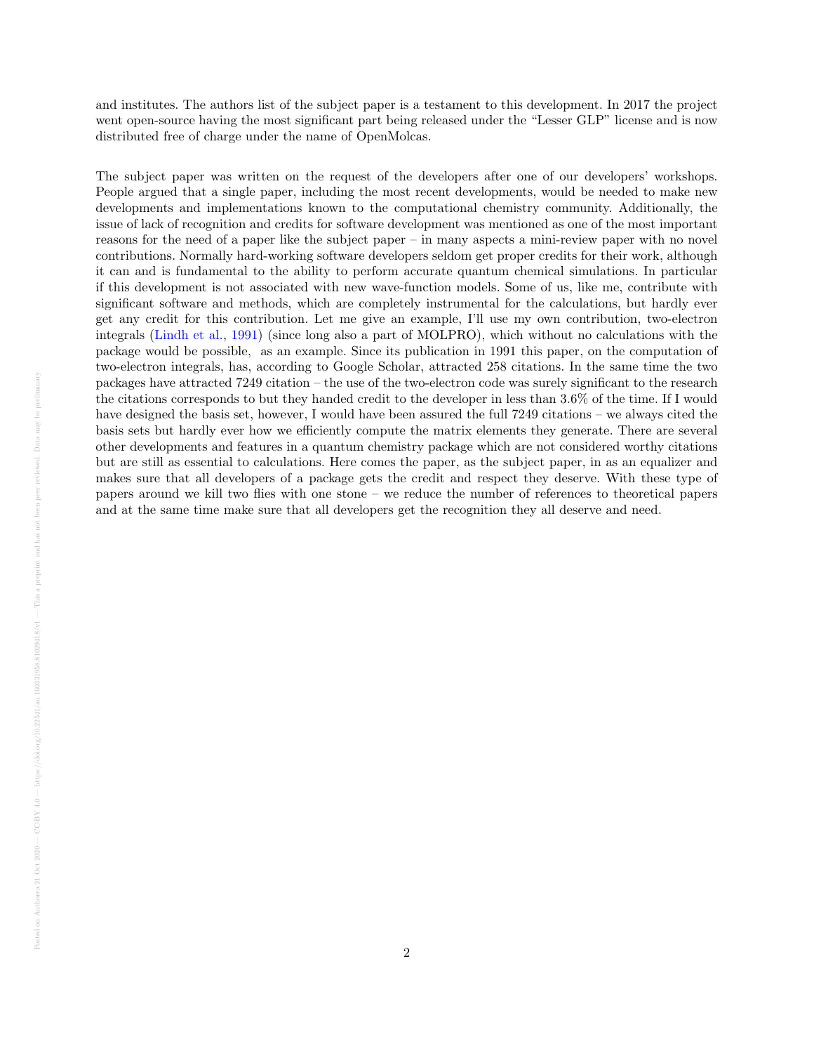and institutes. The authors list of the subject paper is a testament to this development. In 2017 the project went open-source having the most significant part being released under the "Lesser GLP" license and is now distributed free of charge under the name of OpenMolcas.

The subject paper was written on the request of the developers after one of our developers' workshops. People argued that a single paper, including the most recent developments, would be needed to make new developments and implementations known to the computational chemistry community. Additionally, the issue of lack of recognition and credits for software development was mentioned as one of the most important reasons for the need of a paper like the subject paper – in many aspects a mini-review paper with no novel contributions. Normally hard-working software developers seldom get proper credits for their work, although it can and is fundamental to the ability to perform accurate quantum chemical simulations. In particular if this development is not associated with new wave-function models. Some of us, like me, contribute with significant software and methods, which are completely instrumental for the calculations, but hardly ever get any credit for this contribution. Let me give an example, I'll use my own contribution, two-electron integrals (Lindh et al., 1991) (since long also a part of MOLPRO), which without no calculations with the package would be possible,  as an example. Since its publication in 1991 this paper, on the computation of two-electron integrals, has, according to Google Scholar, attracted 258 citations. In the same time the two packages have attracted 7249 citation – the use of the two-electron code was surely significant to the research the citations corresponds to but they handed credit to the developer in less than 3.6% of the time. If I would have designed the basis set, however, I would have been assured the full 7249 citations – we always cited the basis sets but hardly ever how we efficiently compute the matrix elements they generate. There are several other developments and features in a quantum chemistry package which are not considered worthy citations but are still as essential to calculations. Here comes the paper, as the subject paper, in as an equalizer and makes sure that all developers of a package gets the credit and respect they deserve. With these type of papers around we kill two flies with one stone – we reduce the number of references to theoretical papers and at the same time make sure that all developers get the recognition they all deserve and need.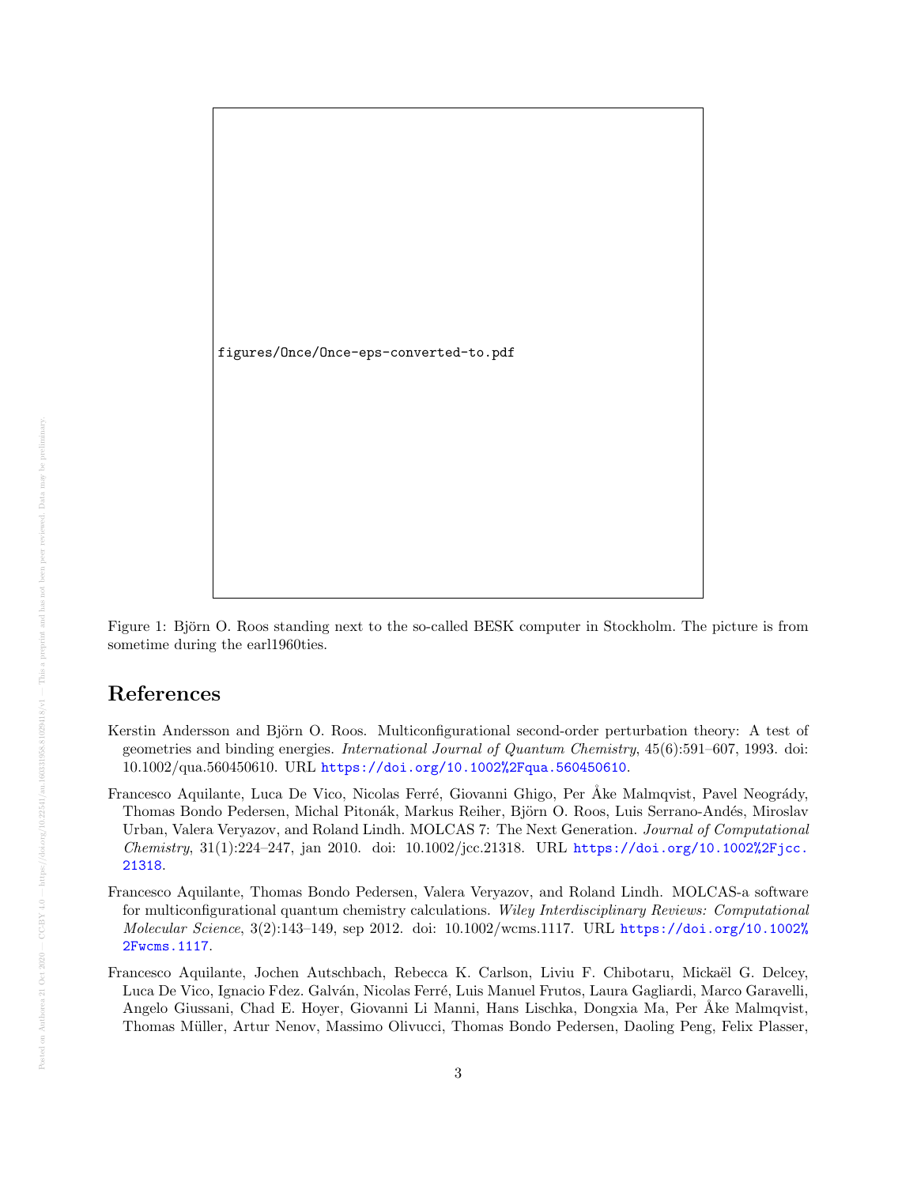figures/Once/Once-eps-converted-to.pdf

Figure 1: Björn O. Roos standing next to the so-called BESK computer in Stockholm. The picture is from sometime during the earl1960ties.

## References

Kerstin Andersson and Björn O. Roos. Multiconfigurational second-order perturbation theory: A test of geometries and binding energies. *International Journal of Quantum Chemistry*, 45(6):591–607, 1993. doi: 10.1002/qua.560450610. URL https://doi.org/10.1002%2Fqua.560450610.

Francesco Aquilante, Luca De Vico, Nicolas Ferré, Giovanni Ghigo, Per Åke Malmqvist, Pavel Neogrády, Thomas Bondo Pedersen, Michal Pitonák, Markus Reiher, Björn O. Roos, Luis Serrano-Andés, Miroslav Urban, Valera Veryazov, and Roland Lindh. MOLCAS 7: The Next Generation. *Journal of Computational Chemistry*, 31(1):224–247, jan 2010. doi: 10.1002/jcc.21318. URL https://doi.org/10.1002%2Fjcc.21318.

Francesco Aquilante, Thomas Bondo Pedersen, Valera Veryazov, and Roland Lindh. MOLCAS-a software for multiconfigurational quantum chemistry calculations. *Wiley Interdisciplinary Reviews: Computational Molecular Science*, 3(2):143–149, sep 2012. doi: 10.1002/wcms.1117. URL https://doi.org/10.1002%2Fwcms.1117.

Francesco Aquilante, Jochen Autschbach, Rebecca K. Carlson, Liviu F. Chibotaru, Mickaël G. Delcey, Luca De Vico, Ignacio Fdez. Galván, Nicolas Ferré, Luis Manuel Frutos, Laura Gagliardi, Marco Garavelli, Angelo Giussani, Chad E. Hoyer, Giovanni Li Manni, Hans Lischka, Dongxia Ma, Per Åke Malmqvist, Thomas Müller, Artur Nenov, Massimo Olivucci, Thomas Bondo Pedersen, Daoling Peng, Felix Plasser,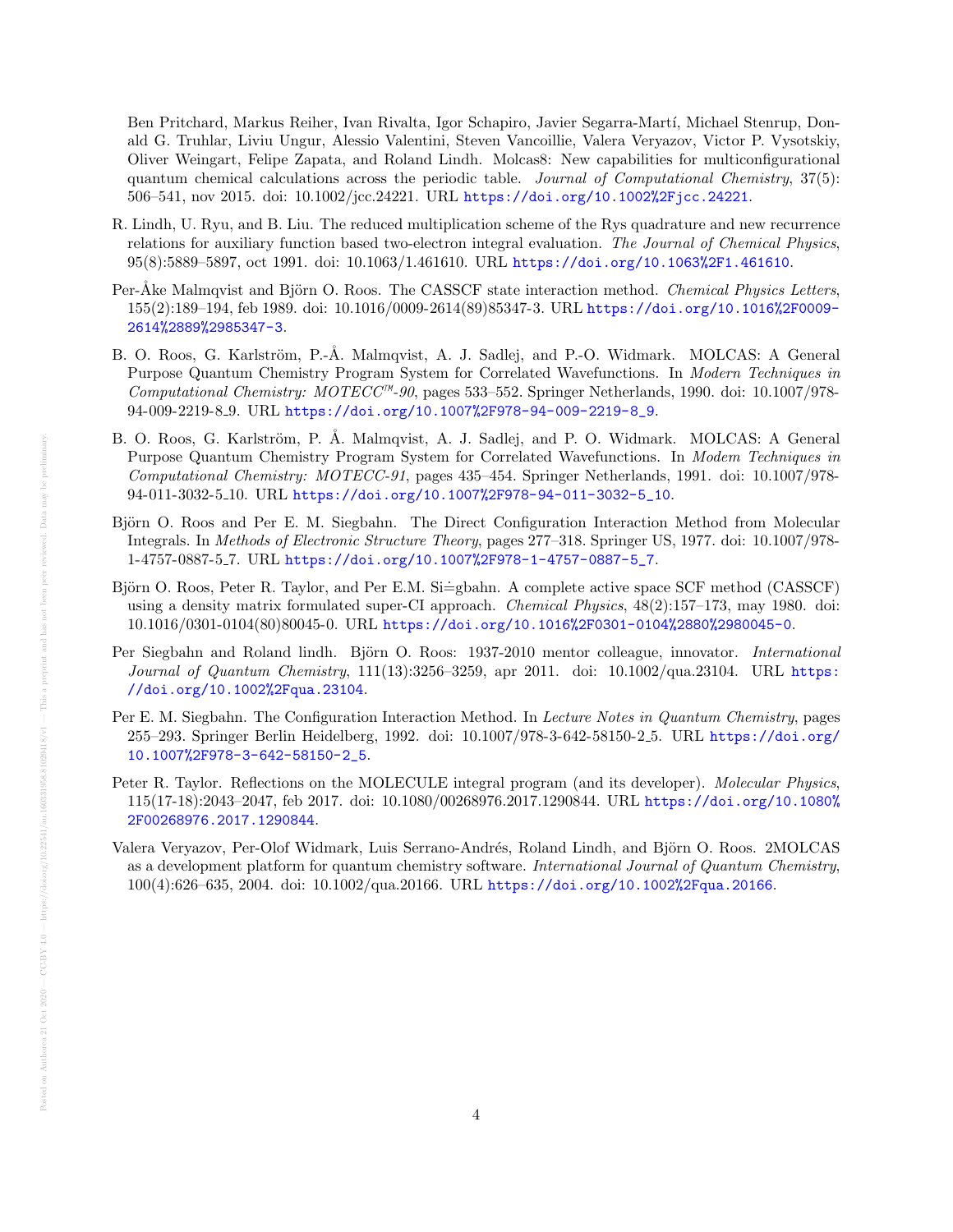Ben Pritchard, Markus Reiher, Ivan Rivalta, Igor Schapiro, Javier Segarra-Martí, Michael Stenrup, Donald G. Truhlar, Liviu Ungur, Alessio Valentini, Steven Vancoillie, Valera Veryazov, Victor P. Vysotskiy, Oliver Weingart, Felipe Zapata, and Roland Lindh. Molcas8: New capabilities for multiconfigurational quantum chemical calculations across the periodic table. *Journal of Computational Chemistry*, 37(5): 506–541, nov 2015. doi: 10.1002/jcc.24221. URL https://doi.org/10.1002%2Fjcc.24221.

R. Lindh, U. Ryu, and B. Liu. The reduced multiplication scheme of the Rys quadrature and new recurrence relations for auxiliary function based two-electron integral evaluation. *The Journal of Chemical Physics*, 95(8):5889–5897, oct 1991. doi: 10.1063/1.461610. URL https://doi.org/10.1063%2F1.461610.

Per-Åke Malmqvist and Björn O. Roos. The CASSCF state interaction method. *Chemical Physics Letters*, 155(2):189–194, feb 1989. doi: 10.1016/0009-2614(89)85347-3. URL https://doi.org/10.1016%2F0009-2614%2889%2985347-3.

B. O. Roos, G. Karlström, P.-Å. Malmqvist, A. J. Sadlej, and P.-O. Widmark. MOLCAS: A General Purpose Quantum Chemistry Program System for Correlated Wavefunctions. In *Modern Techniques in Computational Chemistry: MOTECC™-90*, pages 533–552. Springer Netherlands, 1990. doi: 10.1007/978-94-009-2219-8_9. URL https://doi.org/10.1007%2F978-94-009-2219-8_9.

B. O. Roos, G. Karlström, P. Å. Malmqvist, A. J. Sadlej, and P. O. Widmark. MOLCAS: A General Purpose Quantum Chemistry Program System for Correlated Wavefunctions. In *Modem Techniques in Computational Chemistry: MOTECC-91*, pages 435–454. Springer Netherlands, 1991. doi: 10.1007/978-94-011-3032-5_10. URL https://doi.org/10.1007%2F978-94-011-3032-5_10.

Björn O. Roos and Per E. M. Siegbahn. The Direct Configuration Interaction Method from Molecular Integrals. In *Methods of Electronic Structure Theory*, pages 277–318. Springer US, 1977. doi: 10.1007/978-1-4757-0887-5_7. URL https://doi.org/10.1007%2F978-1-4757-0887-5_7.

Björn O. Roos, Peter R. Taylor, and Per E.M. Si≐gbahn. A complete active space SCF method (CASSCF) using a density matrix formulated super-CI approach. *Chemical Physics*, 48(2):157–173, may 1980. doi: 10.1016/0301-0104(80)80045-0. URL https://doi.org/10.1016%2F0301-0104%2880%2980045-0.

Per Siegbahn and Roland lindh. Björn O. Roos: 1937-2010 mentor colleague, innovator. *International Journal of Quantum Chemistry*, 111(13):3256–3259, apr 2011. doi: 10.1002/qua.23104. URL https://doi.org/10.1002%2Fqua.23104.

Per E. M. Siegbahn. The Configuration Interaction Method. In *Lecture Notes in Quantum Chemistry*, pages 255–293. Springer Berlin Heidelberg, 1992. doi: 10.1007/978-3-642-58150-2_5. URL https://doi.org/10.1007%2F978-3-642-58150-2_5.

Peter R. Taylor. Reflections on the MOLECULE integral program (and its developer). *Molecular Physics*, 115(17-18):2043–2047, feb 2017. doi: 10.1080/00268976.2017.1290844. URL https://doi.org/10.1080%2F00268976.2017.1290844.

Valera Veryazov, Per-Olof Widmark, Luis Serrano-Andrés, Roland Lindh, and Björn O. Roos. 2MOLCAS as a development platform for quantum chemistry software. *International Journal of Quantum Chemistry*, 100(4):626–635, 2004. doi: 10.1002/qua.20166. URL https://doi.org/10.1002%2Fqua.20166.